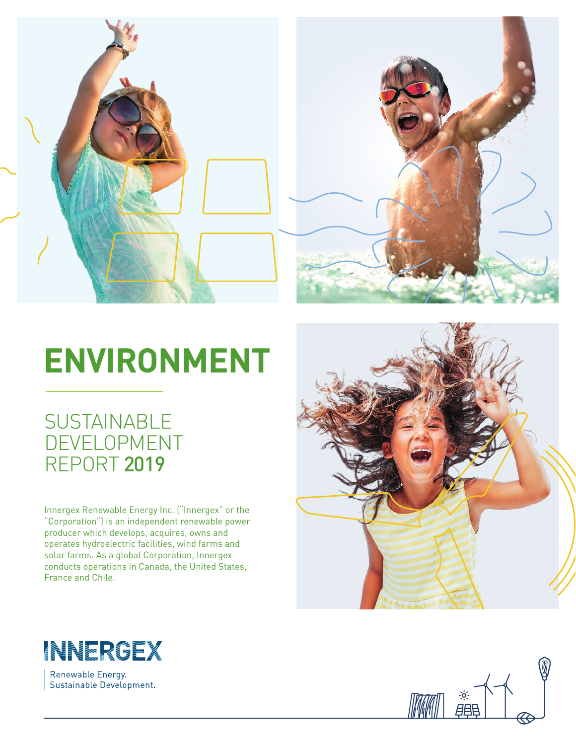# ENVIRONMENT

## SUSTAINABLE DEVELOPMENT REPORT **2019**

Innergex Renewable Energy Inc. ("Innergex" or the "Corporation") is an independent renewable power producer which develops, acquires, owns and operates hydroelectric facilities, wind farms and solar farms. As a global Corporation, Innergex conducts operations in Canada, the United States, France and Chile.

INNERGEX

Renewable Energy.
Sustainable Development.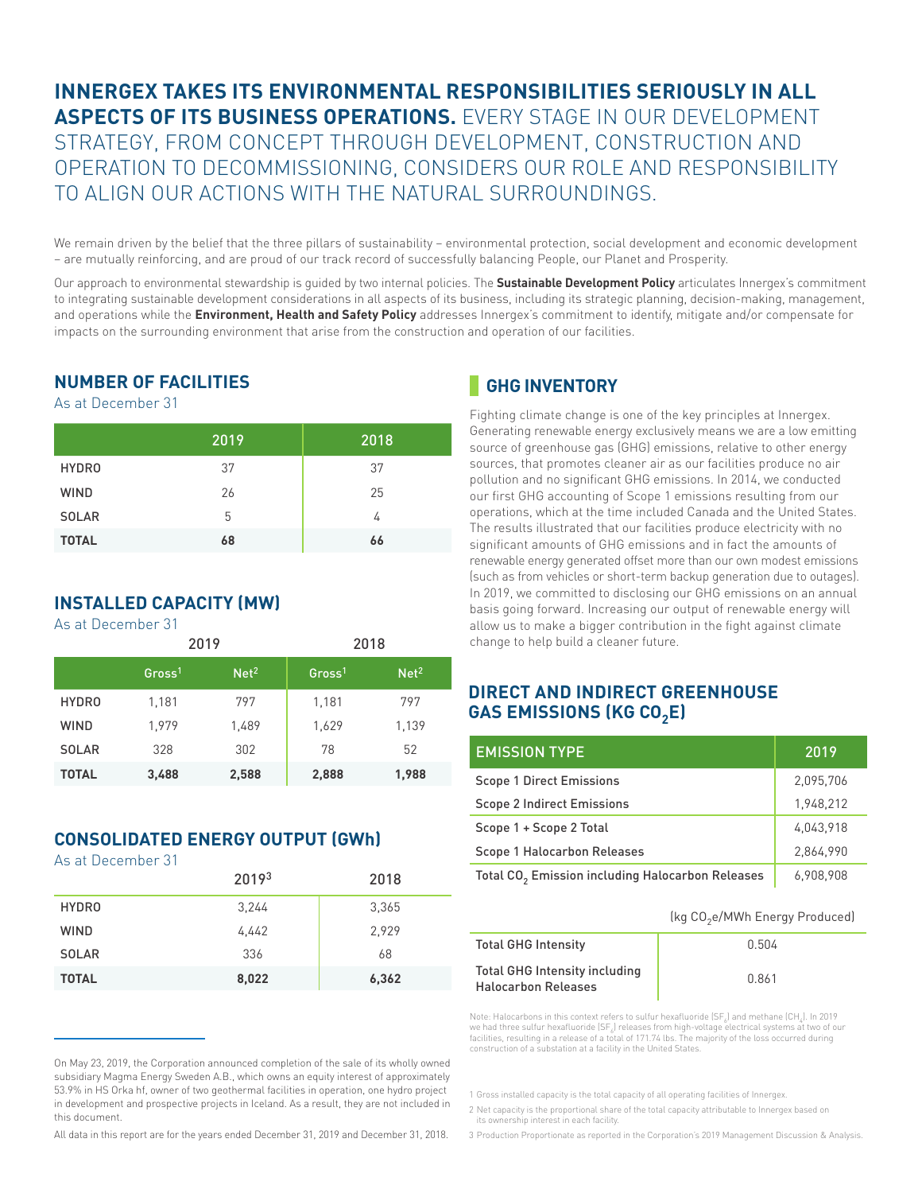# INNERGEX TAKES ITS ENVIRONMENTAL RESPONSIBILITIES SERIOUSLY IN ALL ASPECTS OF ITS BUSINESS OPERATIONS. EVERY STAGE IN OUR DEVELOPMENT STRATEGY, FROM CONCEPT THROUGH DEVELOPMENT, CONSTRUCTION AND OPERATION TO DECOMMISSIONING, CONSIDERS OUR ROLE AND RESPONSIBILITY TO ALIGN OUR ACTIONS WITH THE NATURAL SURROUNDINGS.

We remain driven by the belief that the three pillars of sustainability – environmental protection, social development and economic development – are mutually reinforcing, and are proud of our track record of successfully balancing People, our Planet and Prosperity.

Our approach to environmental stewardship is guided by two internal policies. The **Sustainable Development Policy** articulates Innergex's commitment to integrating sustainable development considerations in all aspects of its business, including its strategic planning, decision-making, management, and operations while the **Environment, Health and Safety Policy** addresses Innergex's commitment to identify, mitigate and/or compensate for impacts on the surrounding environment that arise from the construction and operation of our facilities.

## NUMBER OF FACILITIES

As at December 31

| | 2019 | 2018 |
|---|---|---|
| HYDRO | 37 | 37 |
| WIND | 26 | 25 |
| SOLAR | 5 | 4 |
| **TOTAL** | **68** | **66** |

## INSTALLED CAPACITY (MW)

As at December 31

| | 2019 | | 2018 | |
|---|---|---|---|---|
| | Gross[1] | Net[2] | Gross[1] | Net[2] |
| HYDRO | 1,181 | 797 | 1,181 | 797 |
| WIND | 1,979 | 1,489 | 1,629 | 1,139 |
| SOLAR | 328 | 302 | 78 | 52 |
| **TOTAL** | **3,488** | **2,588** | **2,888** | **1,988** |

## CONSOLIDATED ENERGY OUTPUT (GWh)

As at December 31

| | 2019[3] | 2018 |
|---|---|---|
| HYDRO | 3,244 | 3,365 |
| WIND | 4,442 | 2,929 |
| SOLAR | 336 | 68 |
| **TOTAL** | **8,022** | **6,362** |

On May 23, 2019, the Corporation announced completion of the sale of its wholly owned subsidiary Magma Energy Sweden A.B., which owns an equity interest of approximately 53.9% in HS Orka hf, owner of two geothermal facilities in operation, one hydro project in development and prospective projects in Iceland. As a result, they are not included in this document.

All data in this report are for the years ended December 31, 2019 and December 31, 2018.

## GHG INVENTORY

Fighting climate change is one of the key principles at Innergex. Generating renewable energy exclusively means we are a low emitting source of greenhouse gas (GHG) emissions, relative to other energy sources, that promotes cleaner air as our facilities produce no air pollution and no significant GHG emissions. In 2014, we conducted our first GHG accounting of Scope 1 emissions resulting from our operations, which at the time included Canada and the United States. The results illustrated that our facilities produce electricity with no significant amounts of GHG emissions and in fact the amounts of renewable energy generated offset more than our own modest emissions (such as from vehicles or short-term backup generation due to outages). In 2019, we committed to disclosing our GHG emissions on an annual basis going forward. Increasing our output of renewable energy will allow us to make a bigger contribution in the fight against climate change to help build a cleaner future.

## DIRECT AND INDIRECT GREENHOUSE GAS EMISSIONS (KG $CO_2E$)

| EMISSION TYPE | 2019 |
|---|---|
| Scope 1 Direct Emissions | 2,095,706 |
| Scope 2 Indirect Emissions | 1,948,212 |
| Scope 1 + Scope 2 Total | 4,043,918 |
| Scope 1 Halocarbon Releases | 2,864,990 |
| Total $CO_2$ Emission including Halocarbon Releases | 6,908,908 |

| | (kg $CO_2$e/MWh Energy Produced) |
|---|---|
| Total GHG Intensity | 0.504 |
| Total GHG Intensity including Halocarbon Releases | 0.861 |

Note: Halocarbons in this context refers to sulfur hexafluoride ($SF_6$) and methane ($CH_4$). In 2019 we had three sulfur hexafluoride ($SF_6$) releases from high-voltage electrical systems at two of our facilities, resulting in a release of a total of 171.74 lbs. The majority of the loss occurred during construction of a substation at a facility in the United States.

1 Gross installed capacity is the total capacity of all operating facilities of Innergex.

2 Net capacity is the proportional share of the total capacity attributable to Innergex based on its ownership interest in each facility.

3 Production Proportionate as reported in the Corporation's 2019 Management Discussion & Analysis.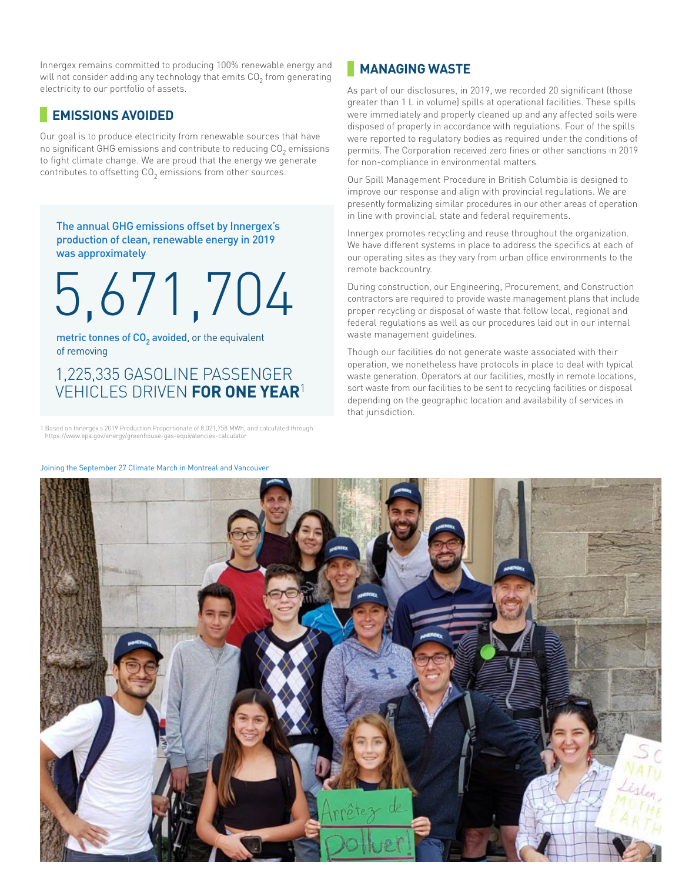Innergex remains committed to producing 100% renewable energy and will not consider adding any technology that emits $CO_2$ from generating electricity to our portfolio of assets.

## EMISSIONS AVOIDED

Our goal is to produce electricity from renewable sources that have no significant GHG emissions and contribute to reducing $CO_2$ emissions to fight climate change. We are proud that the energy we generate contributes to offsetting $CO_2$ emissions from other sources.

**The annual GHG emissions offset by Innergex's production of clean, renewable energy in 2019 was approximately**

# 5,671,704

**metric tonnes of $CO_2$ avoided,** or the equivalent of removing

1,225,335 GASOLINE PASSENGER VEHICLES DRIVEN **FOR ONE YEAR**[1]

1 Based on Innergex's 2019 Production Proportionate of 8,021,758 MWh, and calculated through https://www.epa.gov/energy/greenhouse-gas-equivalencies-calculator

## MANAGING WASTE

As part of our disclosures, in 2019, we recorded 20 significant (those greater than 1 L in volume) spills at operational facilities. These spills were immediately and properly cleaned up and any affected soils were disposed of properly in accordance with regulations. Four of the spills were reported to regulatory bodies as required under the conditions of permits. The Corporation received zero fines or other sanctions in 2019 for non-compliance in environmental matters.

Our Spill Management Procedure in British Columbia is designed to improve our response and align with provincial regulations. We are presently formalizing similar procedures in our other areas of operation in line with provincial, state and federal requirements.

Innergex promotes recycling and reuse throughout the organization. We have different systems in place to address the specifics at each of our operating sites as they vary from urban office environments to the remote backcountry.

During construction, our Engineering, Procurement, and Construction contractors are required to provide waste management plans that include proper recycling or disposal of waste that follow local, regional and federal regulations as well as our procedures laid out in our internal waste management guidelines.

Though our facilities do not generate waste associated with their operation, we nonetheless have protocols in place to deal with typical waste generation. Operators at our facilities, mostly in remote locations, sort waste from our facilities to be sent to recycling facilities or disposal depending on the geographic location and availability of services in that jurisdiction.

Joining the September 27 Climate March in Montreal and Vancouver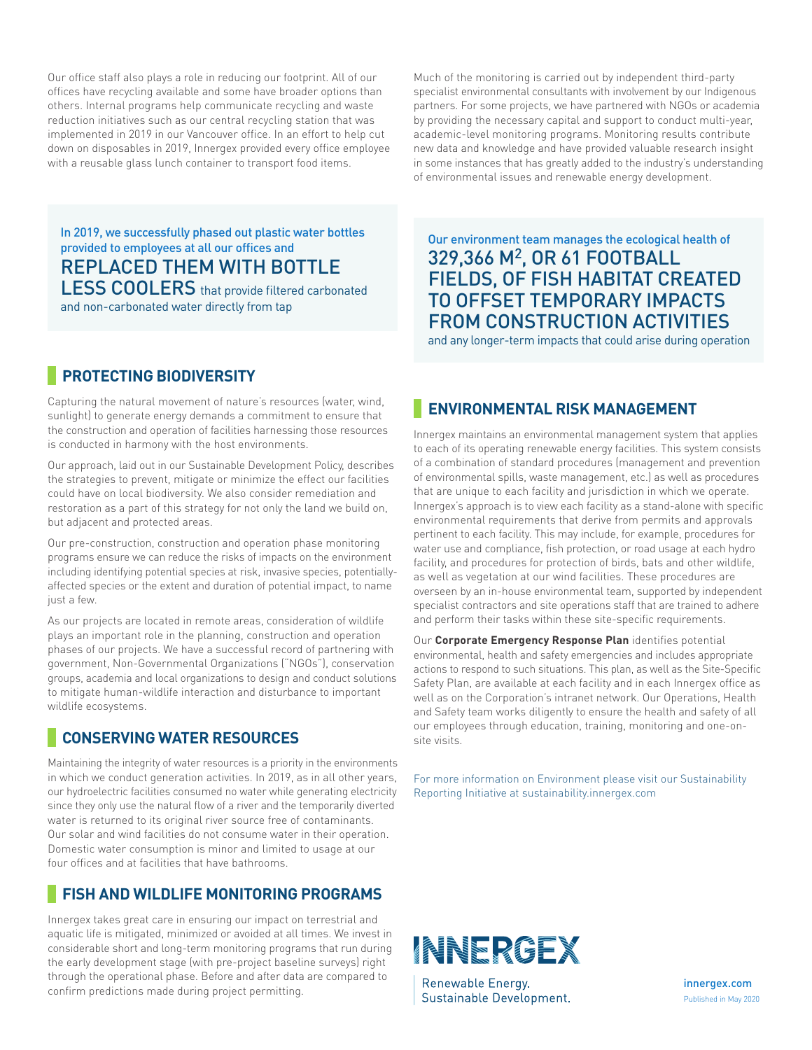Our office staff also plays a role in reducing our footprint. All of our offices have recycling available and some have broader options than others. Internal programs help communicate recycling and waste reduction initiatives such as our central recycling station that was implemented in 2019 in our Vancouver office. In an effort to help cut down on disposables in 2019, Innergex provided every office employee with a reusable glass lunch container to transport food items.

In 2019, we successfully phased out plastic water bottles provided to employees at all our offices and REPLACED THEM WITH BOTTLE LESS COOLERS that provide filtered carbonated and non-carbonated water directly from tap

## PROTECTING BIODIVERSITY

Capturing the natural movement of nature's resources (water, wind, sunlight) to generate energy demands a commitment to ensure that the construction and operation of facilities harnessing those resources is conducted in harmony with the host environments.

Our approach, laid out in our Sustainable Development Policy, describes the strategies to prevent, mitigate or minimize the effect our facilities could have on local biodiversity. We also consider remediation and restoration as a part of this strategy for not only the land we build on, but adjacent and protected areas.

Our pre-construction, construction and operation phase monitoring programs ensure we can reduce the risks of impacts on the environment including identifying potential species at risk, invasive species, potentially-affected species or the extent and duration of potential impact, to name just a few.

As our projects are located in remote areas, consideration of wildlife plays an important role in the planning, construction and operation phases of our projects. We have a successful record of partnering with government, Non-Governmental Organizations ("NGOs"), conservation groups, academia and local organizations to design and conduct solutions to mitigate human-wildlife interaction and disturbance to important wildlife ecosystems.

## CONSERVING WATER RESOURCES

Maintaining the integrity of water resources is a priority in the environments in which we conduct generation activities. In 2019, as in all other years, our hydroelectric facilities consumed no water while generating electricity since they only use the natural flow of a river and the temporarily diverted water is returned to its original river source free of contaminants. Our solar and wind facilities do not consume water in their operation. Domestic water consumption is minor and limited to usage at our four offices and at facilities that have bathrooms.

## FISH AND WILDLIFE MONITORING PROGRAMS

Innergex takes great care in ensuring our impact on terrestrial and aquatic life is mitigated, minimized or avoided at all times. We invest in considerable short and long-term monitoring programs that run during the early development stage (with pre-project baseline surveys) right through the operational phase. Before and after data are compared to confirm predictions made during project permitting.

Much of the monitoring is carried out by independent third-party specialist environmental consultants with involvement by our Indigenous partners. For some projects, we have partnered with NGOs or academia by providing the necessary capital and support to conduct multi-year, academic-level monitoring programs. Monitoring results contribute new data and knowledge and have provided valuable research insight in some instances that has greatly added to the industry's understanding of environmental issues and renewable energy development.

Our environment team manages the ecological health of 329,366 M$^2$, OR 61 FOOTBALL FIELDS, OF FISH HABITAT CREATED TO OFFSET TEMPORARY IMPACTS FROM CONSTRUCTION ACTIVITIES and any longer-term impacts that could arise during operation

## ENVIRONMENTAL RISK MANAGEMENT

Innergex maintains an environmental management system that applies to each of its operating renewable energy facilities. This system consists of a combination of standard procedures (management and prevention of environmental spills, waste management, etc.) as well as procedures that are unique to each facility and jurisdiction in which we operate. Innergex's approach is to view each facility as a stand-alone with specific environmental requirements that derive from permits and approvals pertinent to each facility. This may include, for example, procedures for water use and compliance, fish protection, or road usage at each hydro facility, and procedures for protection of birds, bats and other wildlife, as well as vegetation at our wind facilities. These procedures are overseen by an in-house environmental team, supported by independent specialist contractors and site operations staff that are trained to adhere and perform their tasks within these site-specific requirements.

Our **Corporate Emergency Response Plan** identifies potential environmental, health and safety emergencies and includes appropriate actions to respond to such situations. This plan, as well as the Site-Specific Safety Plan, are available at each facility and in each Innergex office as well as on the Corporation's intranet network. Our Operations, Health and Safety team works diligently to ensure the health and safety of all our employees through education, training, monitoring and one-on-site visits.

For more information on Environment please visit our Sustainability Reporting Initiative at sustainability.innergex.com

INNERGEX

Renewable Energy.
Sustainable Development.

innergex.com

Published in May 2020